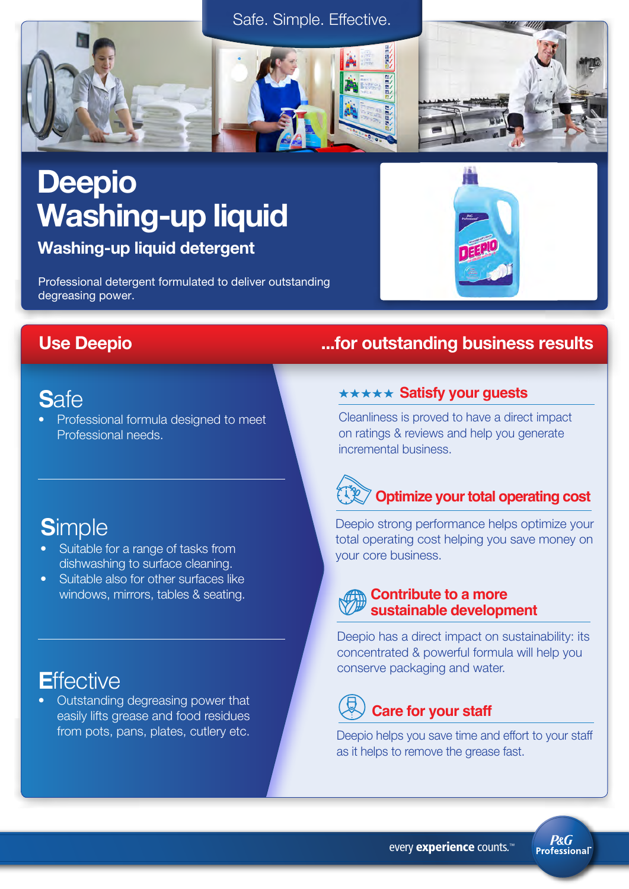Safe. Simple. Effective.

# Deepio Washing-up liquid

## Washing-up liquid detergent

Professional detergent formulated to deliver outstanding degreasing power.

## Use Deepio ...for outstanding business results

### Safe

- Professional formula designed to meet Professional needs.

### Simple

- Suitable for a range of tasks from dishwashing to surface cleaning.
- Suitable also for other surfaces like windows, mirrors, tables & seating.

### Effective

- Outstanding degreasing power that easily lifts grease and food residues from pots, pans, plates, cutlery etc.

### ★★★★★ Satisfy your guests

Cleanliness is proved to have a direct impact on ratings & reviews and help you generate incremental business.

### Optimize your total operating cost

Deepio strong performance helps optimize your total operating cost helping you save money on your core business.

### Contribute to a more sustainable development

Deepio has a direct impact on sustainability: its concentrated & powerful formula will help you conserve packaging and water.

### Care for your staff

Deepio helps you save time and effort to your staff as it helps to remove the grease fast.

every **experience** counts.™

P&G Professional™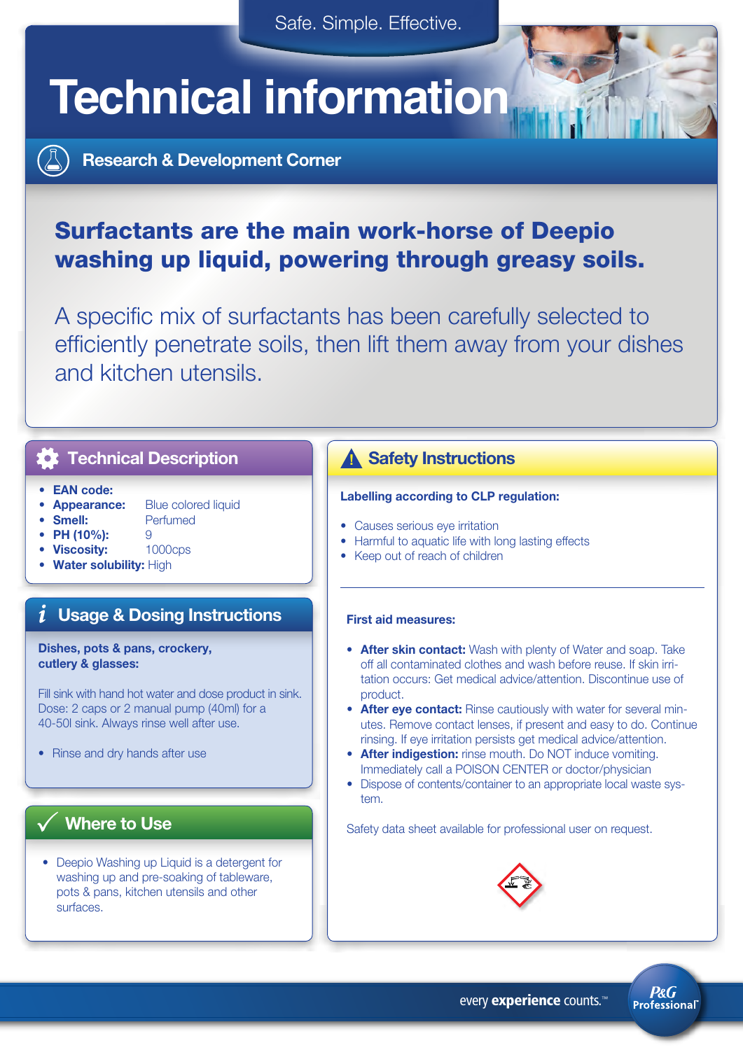Safe. Simple. Effective.

# Technical information

## Research & Development Corner

**Surfactants are the main work-horse of Deepio washing up liquid, powering through greasy soils.**

A specific mix of surfactants has been carefully selected to efficiently penetrate soils, then lift them away from your dishes and kitchen utensils.

## Technical Description

- **EAN code:**
- **Appearance:** Blue colored liquid
- **Smell:** Perfumed
- **PH (10%):** 9
- **Viscosity:** 1000cps
- **Water solubility:** High

## Usage & Dosing Instructions

**Dishes, pots & pans, crockery, cutlery & glasses:**

Fill sink with hand hot water and dose product in sink. Dose: 2 caps or 2 manual pump (40ml) for a 40-50l sink. Always rinse well after use.

- Rinse and dry hands after use

## Where to Use

- Deepio Washing up Liquid is a detergent for washing up and pre-soaking of tableware, pots & pans, kitchen utensils and other surfaces.

## Safety Instructions

**Labelling according to CLP regulation:**

- Causes serious eye irritation
- Harmful to aquatic life with long lasting effects
- Keep out of reach of children

**First aid measures:**

- **After skin contact:** Wash with plenty of Water and soap. Take off all contaminated clothes and wash before reuse. If skin irritation occurs: Get medical advice/attention. Discontinue use of product.
- **After eye contact:** Rinse cautiously with water for several minutes. Remove contact lenses, if present and easy to do. Continue rinsing. If eye irritation persists get medical advice/attention.
- **After indigestion:** rinse mouth. Do NOT induce vomiting. Immediately call a POISON CENTER or doctor/physician
- Dispose of contents/container to an appropriate local waste system.

Safety data sheet available for professional user on request.

every **experience** counts.™ P&G Professional™